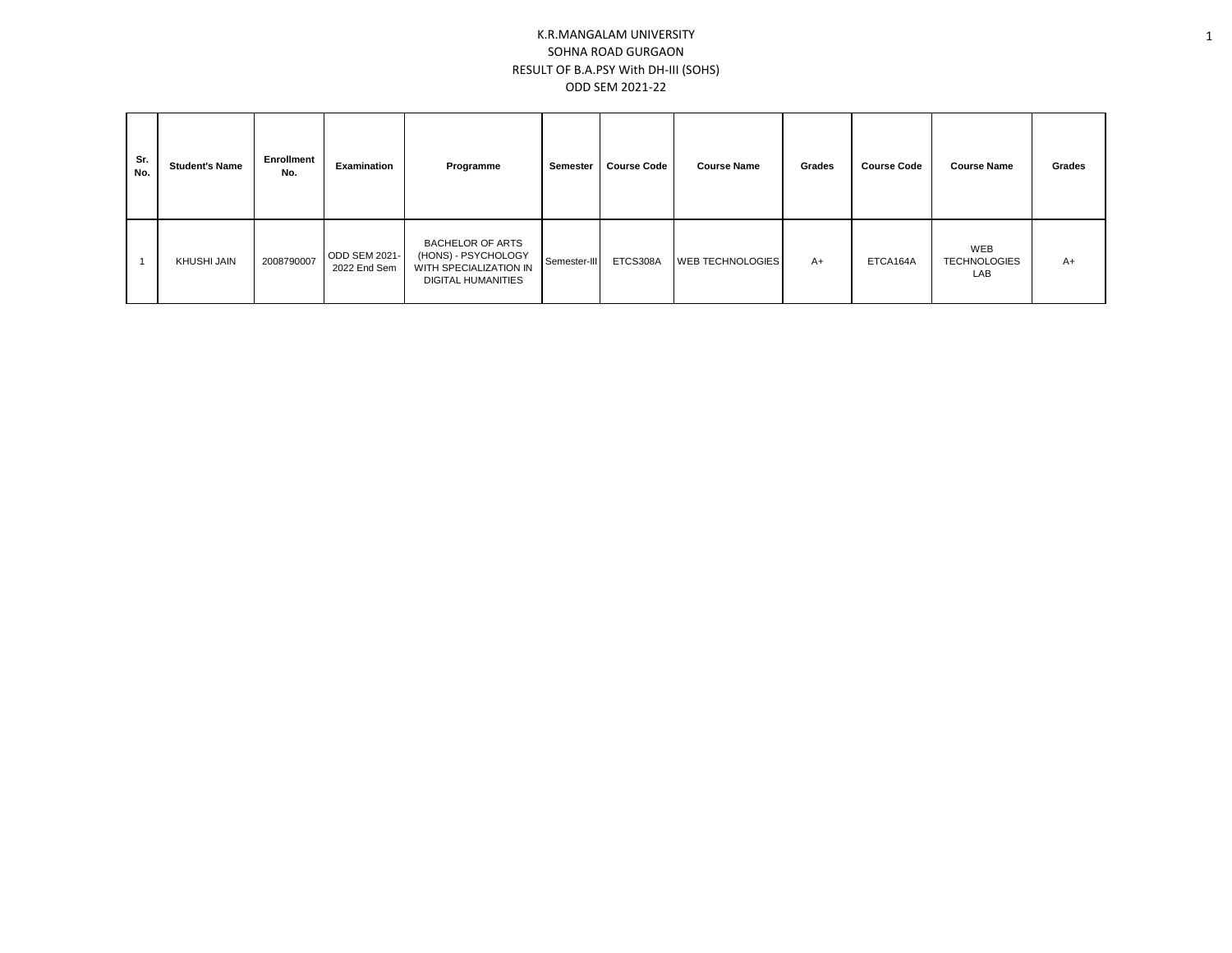# K.R.MANGALAM UNIVERSITY

## SOHNA ROAD GURGAON

## RESULT OF B.A.PSY With DH-III (SOHS)

## ODD SEM 2021-22

| Sr. No. | Student's Name | Enrollment No. | Examination | Programme | Semester | Course Code | Course Name | Grades | Course Code | Course Name | Grades |
|---|---|---|---|---|---|---|---|---|---|---|---|
| 1 | KHUSHI JAIN | 2008790007 | ODD SEM 2021-2022 End Sem | BACHELOR OF ARTS (HONS) - PSYCHOLOGY WITH SPECIALIZATION IN DIGITAL HUMANITIES | Semester-III | ETCS308A | WEB TECHNOLOGIES | A+ | ETCA164A | WEB TECHNOLOGIES LAB | A+ |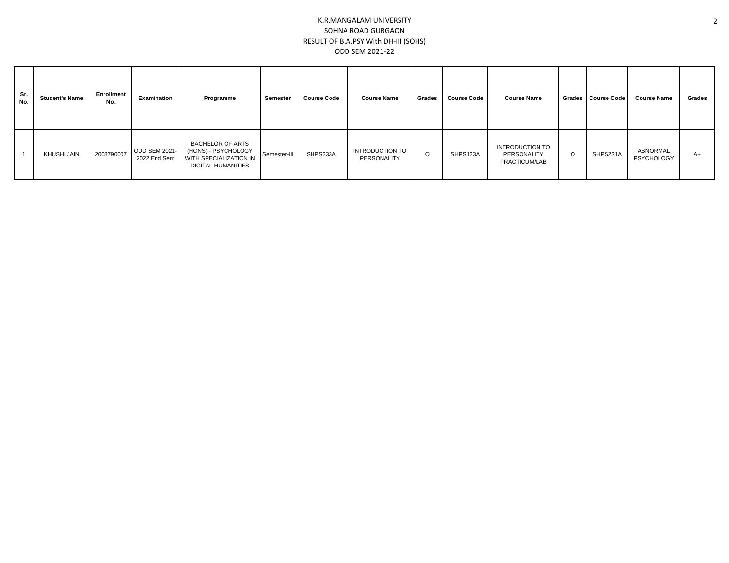# K.R.MANGALAM UNIVERSITY

## SOHNA ROAD GURGAON

## RESULT OF B.A.PSY With DH-III (SOHS)

## ODD SEM 2021-22

| Sr. No. | Student's Name | Enrollment No. | Examination | Programme | Semester | Course Code | Course Name | Grades | Course Code | Course Name | Grades | Course Code | Course Name | Grades |
|---|---|---|---|---|---|---|---|---|---|---|---|---|---|---|
| 1 | KHUSHI JAIN | 2008790007 | ODD SEM 2021-2022 End Sem | BACHELOR OF ARTS (HONS) - PSYCHOLOGY WITH SPECIALIZATION IN DIGITAL HUMANITIES | Semester-III | SHPS233A | INTRODUCTION TO PERSONALITY | O | SHPS123A | INTRODUCTION TO PERSONALITY PRACTICUM/LAB | O | SHPS231A | ABNORMAL PSYCHOLOGY | A+ |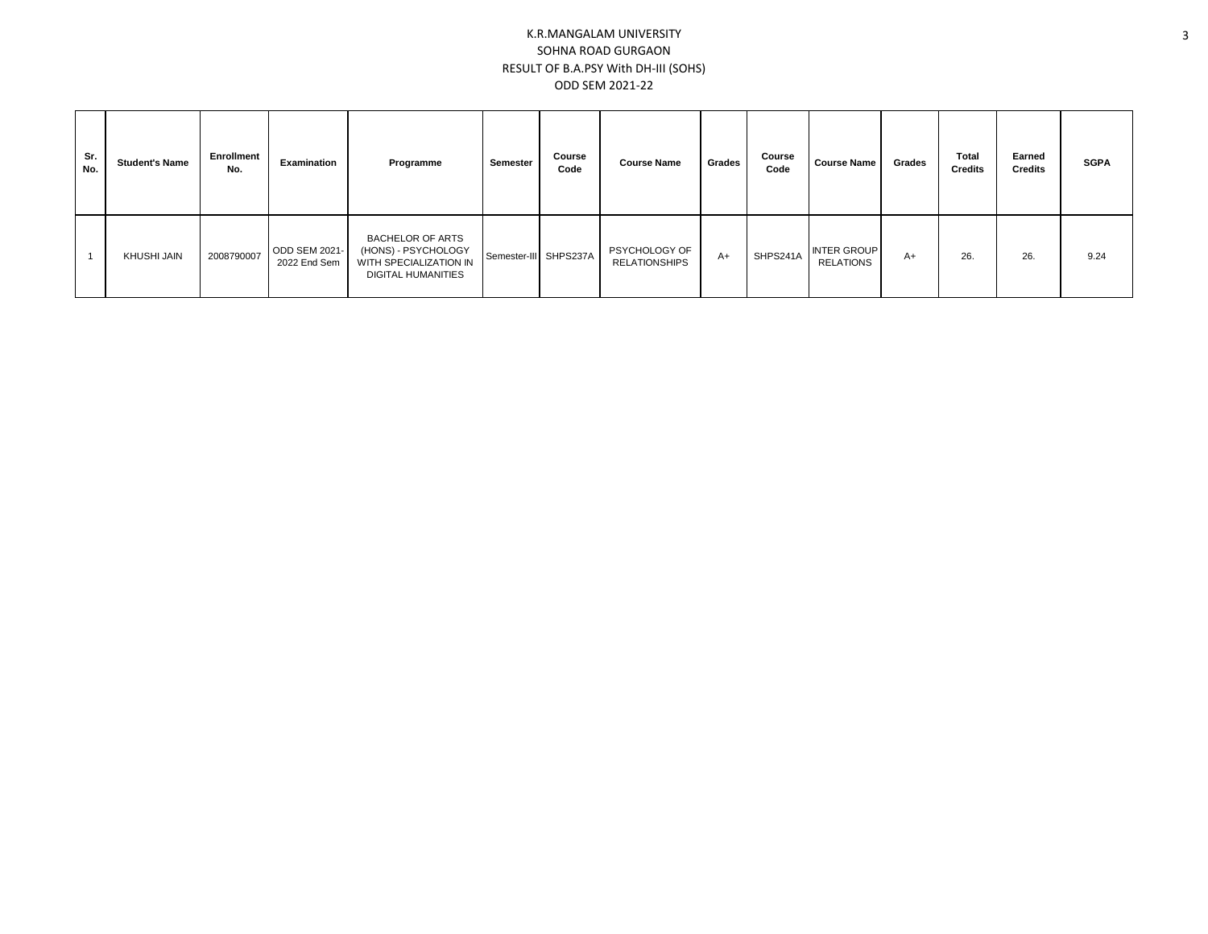K.R.MANGALAM UNIVERSITY

SOHNA ROAD GURGAON

RESULT OF B.A.PSY With DH-III (SOHS)

ODD SEM 2021-22

| Sr. No. | Student's Name | Enrollment No. | Examination | Programme | Semester | Course Code | Course Name | Grades | Course Code | Course Name | Grades | Total Credits | Earned Credits | SGPA |
|---|---|---|---|---|---|---|---|---|---|---|---|---|---|---|
| 1 | KHUSHI JAIN | 2008790007 | ODD SEM 2021-2022 End Sem | BACHELOR OF ARTS (HONS) - PSYCHOLOGY WITH SPECIALIZATION IN DIGITAL HUMANITIES | Semester-III | SHPS237A | PSYCHOLOGY OF RELATIONSHIPS | A+ | SHPS241A | INTER GROUP RELATIONS | A+ | 26. | 26. | 9.24 |